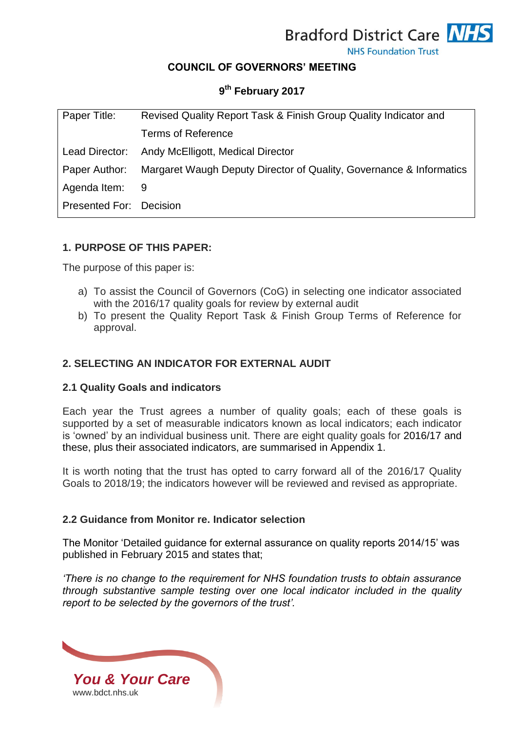Bradford District Care NHS Foundation Trust

# COUNCIL OF GOVERNORS' MEETING

## 9th February 2017

| | |
|---|---|
| Paper Title: | Revised Quality Report Task & Finish Group Quality Indicator and Terms of Reference |
| Lead Director: | Andy McElligott, Medical Director |
| Paper Author: | Margaret Waugh Deputy Director of Quality, Governance & Informatics |
| Agenda Item: | 9 |
| Presented For: | Decision |

### 1. PURPOSE OF THIS PAPER:

The purpose of this paper is:

a) To assist the Council of Governors (CoG) in selecting one indicator associated with the 2016/17 quality goals for review by external audit
b) To present the Quality Report Task & Finish Group Terms of Reference for approval.

### 2. SELECTING AN INDICATOR FOR EXTERNAL AUDIT

#### 2.1 Quality Goals and indicators

Each year the Trust agrees a number of quality goals; each of these goals is supported by a set of measurable indicators known as local indicators; each indicator is 'owned' by an individual business unit. There are eight quality goals for 2016/17 and these, plus their associated indicators, are summarised in Appendix 1.

It is worth noting that the trust has opted to carry forward all of the 2016/17 Quality Goals to 2018/19; the indicators however will be reviewed and revised as appropriate.

#### 2.2 Guidance from Monitor re. Indicator selection

The Monitor 'Detailed guidance for external assurance on quality reports 2014/15' was published in February 2015 and states that;

*'There is no change to the requirement for NHS foundation trusts to obtain assurance through substantive sample testing over one local indicator included in the quality report to be selected by the governors of the trust'.*

*You & Your Care*
www.bdct.nhs.uk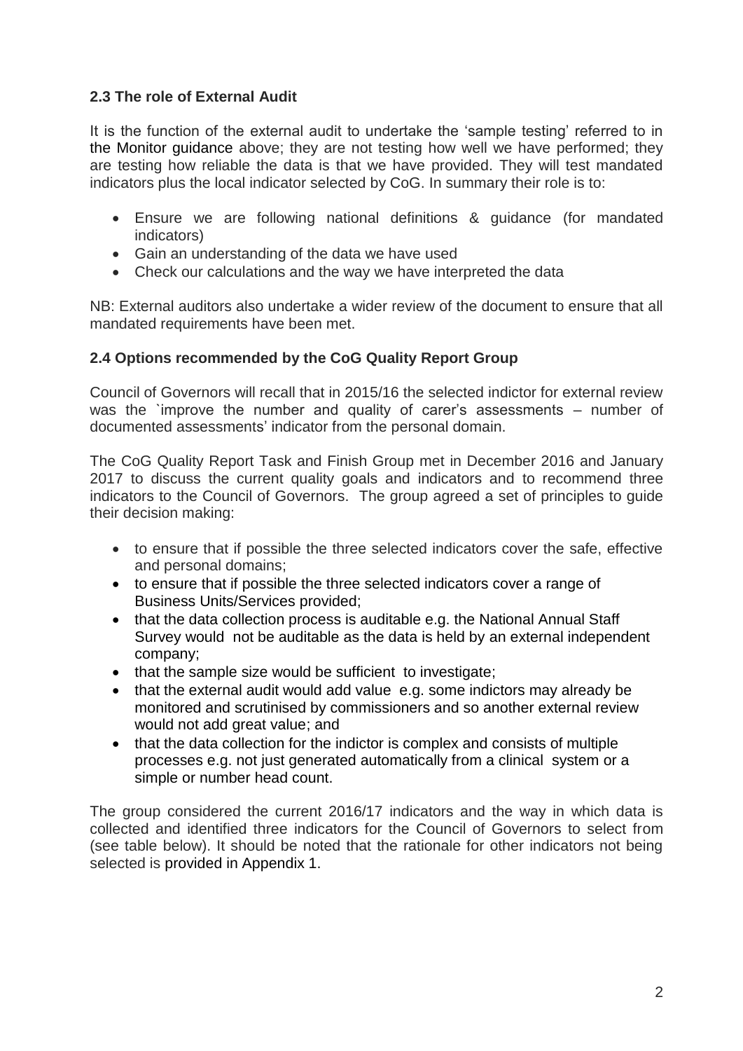### 2.3 The role of External Audit

It is the function of the external audit to undertake the 'sample testing' referred to in the Monitor guidance above; they are not testing how well we have performed; they are testing how reliable the data is that we have provided. They will test mandated indicators plus the local indicator selected by CoG. In summary their role is to:

- Ensure we are following national definitions & guidance (for mandated indicators)
- Gain an understanding of the data we have used
- Check our calculations and the way we have interpreted the data

NB: External auditors also undertake a wider review of the document to ensure that all mandated requirements have been met.

### 2.4 Options recommended by the CoG Quality Report Group

Council of Governors will recall that in 2015/16 the selected indictor for external review was the `improve the number and quality of carer's assessments – number of documented assessments' indicator from the personal domain.

The CoG Quality Report Task and Finish Group met in December 2016 and January 2017 to discuss the current quality goals and indicators and to recommend three indicators to the Council of Governors. The group agreed a set of principles to guide their decision making:

- to ensure that if possible the three selected indicators cover the safe, effective and personal domains;
- to ensure that if possible the three selected indicators cover a range of Business Units/Services provided;
- that the data collection process is auditable e.g. the National Annual Staff Survey would not be auditable as the data is held by an external independent company;
- that the sample size would be sufficient to investigate;
- that the external audit would add value e.g. some indictors may already be monitored and scrutinised by commissioners and so another external review would not add great value; and
- that the data collection for the indictor is complex and consists of multiple processes e.g. not just generated automatically from a clinical system or a simple or number head count.

The group considered the current 2016/17 indicators and the way in which data is collected and identified three indicators for the Council of Governors to select from (see table below). It should be noted that the rationale for other indicators not being selected is provided in Appendix 1.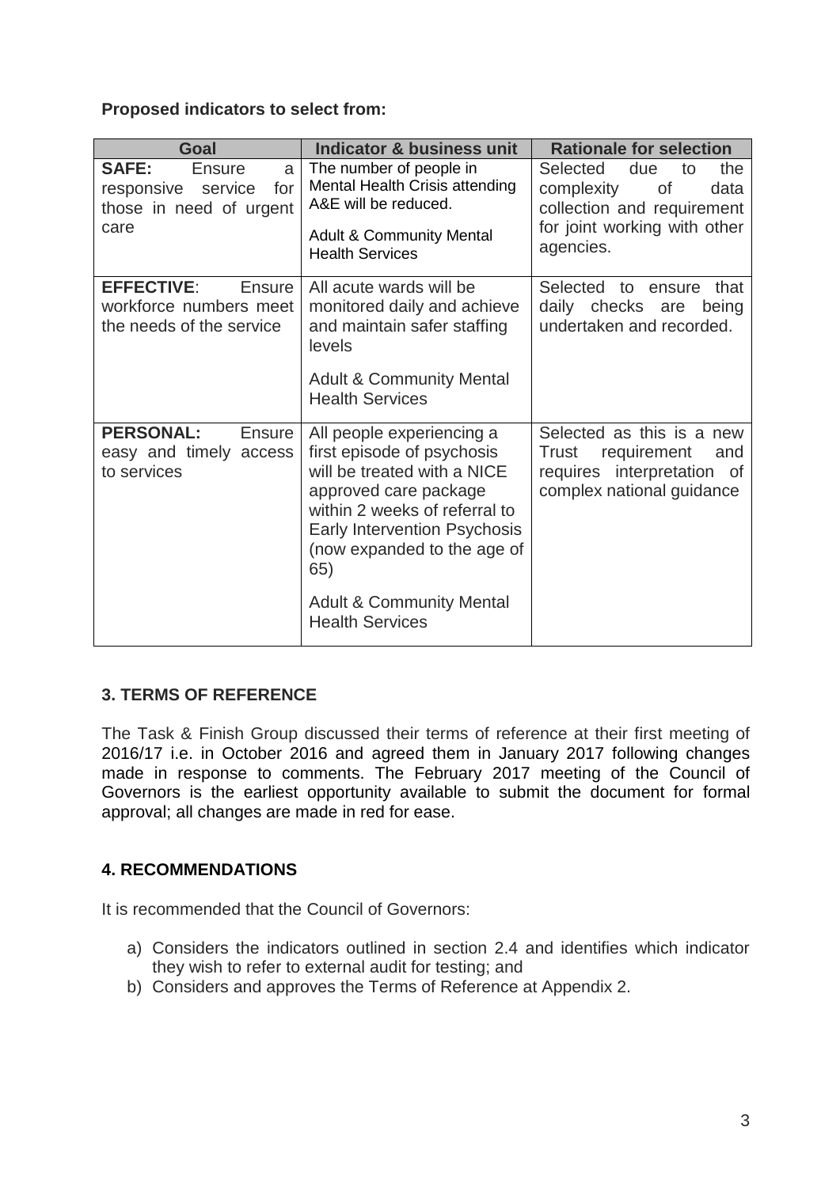**Proposed indicators to select from:**

| Goal | Indicator & business unit | Rationale for selection |
| --- | --- | --- |
| **SAFE:** Ensure a responsive service for those in need of urgent care | The number of people in Mental Health Crisis attending A&E will be reduced.<br><br>Adult & Community Mental Health Services | Selected due to the complexity of data collection and requirement for joint working with other agencies. |
| **EFFECTIVE**: Ensure workforce numbers meet the needs of the service | All acute wards will be monitored daily and achieve and maintain safer staffing levels<br><br>Adult & Community Mental Health Services | Selected to ensure that daily checks are being undertaken and recorded. |
| **PERSONAL:** Ensure easy and timely access to services | All people experiencing a first episode of psychosis will be treated with a NICE approved care package within 2 weeks of referral to Early Intervention Psychosis (now expanded to the age of 65)<br><br>Adult & Community Mental Health Services | Selected as this is a new Trust requirement and requires interpretation of complex national guidance |

## 3. TERMS OF REFERENCE

The Task & Finish Group discussed their terms of reference at their first meeting of 2016/17 i.e. in October 2016 and agreed them in January 2017 following changes made in response to comments. The February 2017 meeting of the Council of Governors is the earliest opportunity available to submit the document for formal approval; all changes are made in red for ease.

## 4. RECOMMENDATIONS

It is recommended that the Council of Governors:

a) Considers the indicators outlined in section 2.4 and identifies which indicator they wish to refer to external audit for testing; and
b) Considers and approves the Terms of Reference at Appendix 2.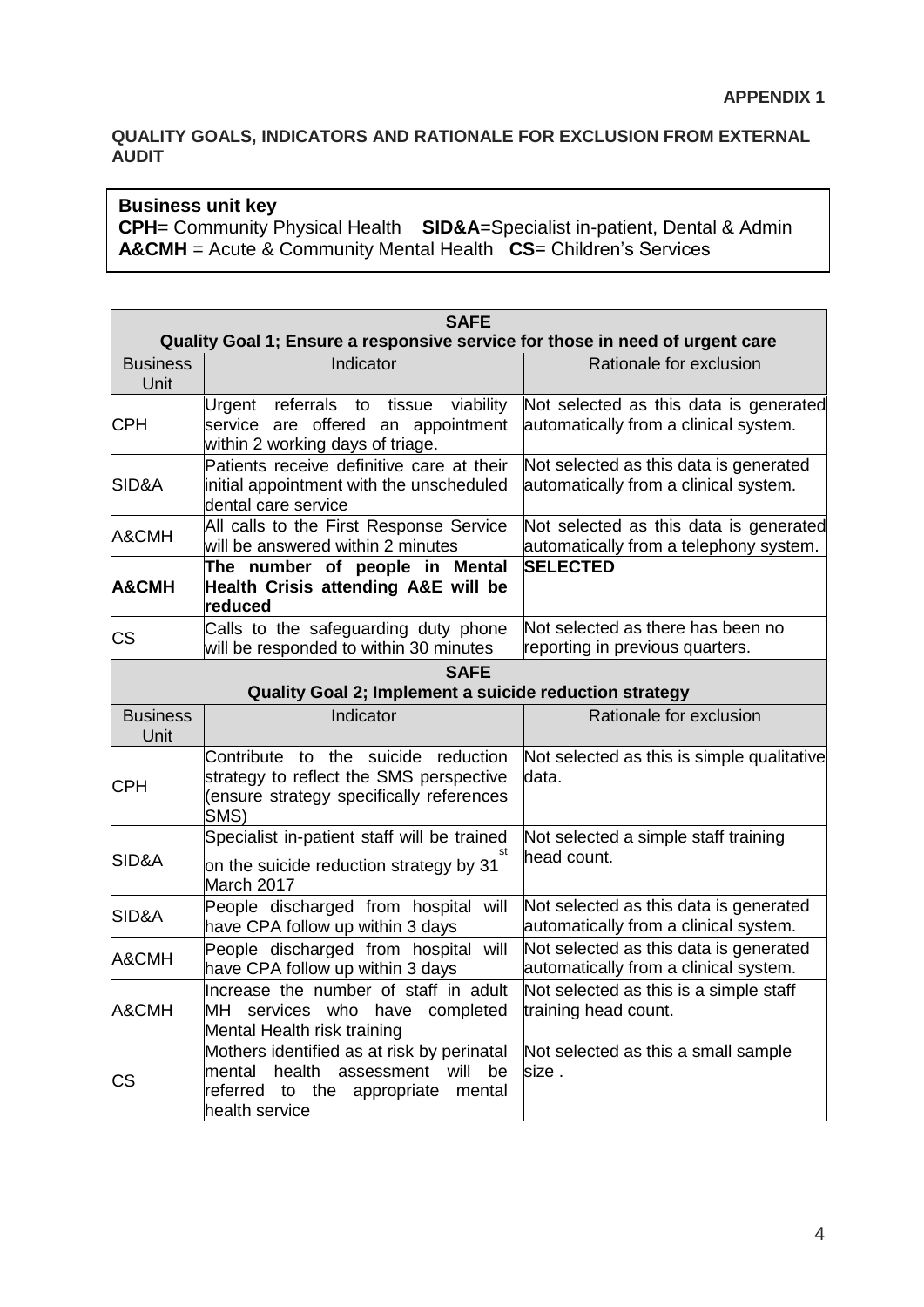**APPENDIX 1**

**QUALITY GOALS, INDICATORS AND RATIONALE FOR EXCLUSION FROM EXTERNAL AUDIT**

**Business unit key**
**CPH**= Community Physical Health **SID&A**=Specialist in-patient, Dental & Admin
**A&CMH** = Acute & Community Mental Health **CS**= Children's Services

| **SAFE**<br>**Quality Goal 1; Ensure a responsive service for those in need of urgent care** | | |
|---|---|---|
| Business Unit | Indicator | Rationale for exclusion |
| CPH | Urgent referrals to tissue viability service are offered an appointment within 2 working days of triage. | Not selected as this data is generated automatically from a clinical system. |
| SID&A | Patients receive definitive care at their initial appointment with the unscheduled dental care service | Not selected as this data is generated automatically from a clinical system. |
| A&CMH | All calls to the First Response Service will be answered within 2 minutes | Not selected as this data is generated automatically from a telephony system. |
| **A&CMH** | **The number of people in Mental Health Crisis attending A&E will be reduced** | **SELECTED** |
| CS | Calls to the safeguarding duty phone will be responded to within 30 minutes | Not selected as there has been no reporting in previous quarters. |
| **SAFE**<br>**Quality Goal 2; Implement a suicide reduction strategy** | | |
| Business Unit | Indicator | Rationale for exclusion |
| CPH | Contribute to the suicide reduction strategy to reflect the SMS perspective (ensure strategy specifically references SMS) | Not selected as this is simple qualitative data. |
| SID&A | Specialist in-patient staff will be trained on the suicide reduction strategy by 31st March 2017 | Not selected a simple staff training head count. |
| SID&A | People discharged from hospital will have CPA follow up within 3 days | Not selected as this data is generated automatically from a clinical system. |
| A&CMH | People discharged from hospital will have CPA follow up within 3 days | Not selected as this data is generated automatically from a clinical system. |
| A&CMH | Increase the number of staff in adult MH services who have completed Mental Health risk training | Not selected as this is a simple staff training head count. |
| CS | Mothers identified as at risk by perinatal mental health assessment will be referred to the appropriate mental health service | Not selected as this a small sample size . |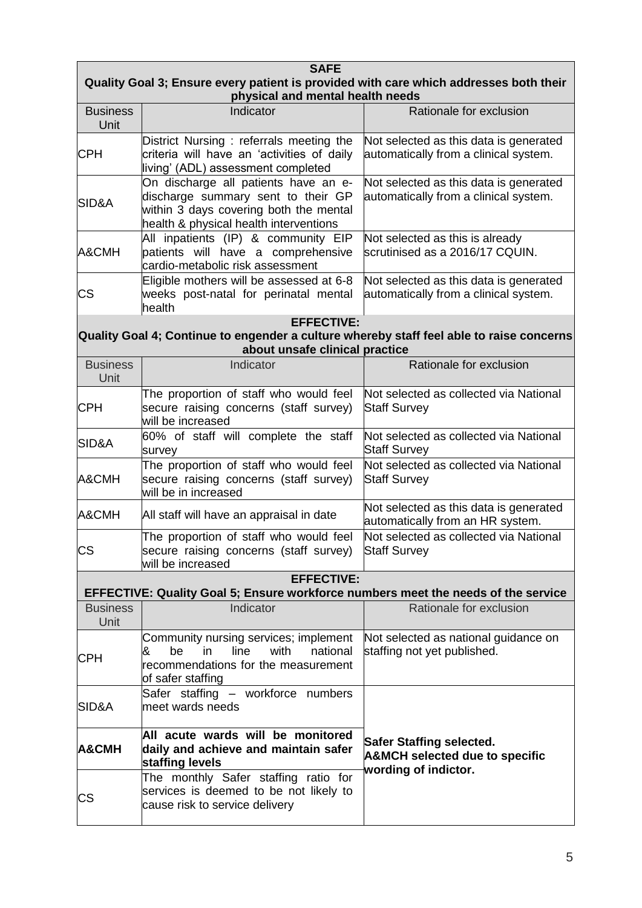| SAFE<br>Quality Goal 3; Ensure every patient is provided with care which addresses both their physical and mental health needs | | |
|---|---|---|
| Business Unit | Indicator | Rationale for exclusion |
| CPH | District Nursing : referrals meeting the criteria will have an 'activities of daily living' (ADL) assessment completed | Not selected as this data is generated automatically from a clinical system. |
| SID&A | On discharge all patients have an e-discharge summary sent to their GP within 3 days covering both the mental health & physical health interventions | Not selected as this data is generated automatically from a clinical system. |
| A&CMH | All inpatients (IP) & community EIP patients will have a comprehensive cardio-metabolic risk assessment | Not selected as this is already scrutinised as a 2016/17 CQUIN. |
| CS | Eligible mothers will be assessed at 6-8 weeks post-natal for perinatal mental health | Not selected as this data is generated automatically from a clinical system. |

| EFFECTIVE:<br>Quality Goal 4; Continue to engender a culture whereby staff feel able to raise concerns about unsafe clinical practice | | |
|---|---|---|
| Business Unit | Indicator | Rationale for exclusion |
| CPH | The proportion of staff who would feel secure raising concerns (staff survey) will be increased | Not selected as collected via National Staff Survey |
| SID&A | 60% of staff will complete the staff survey | Not selected as collected via National Staff Survey |
| A&CMH | The proportion of staff who would feel secure raising concerns (staff survey) will be in increased | Not selected as collected via National Staff Survey |
| A&CMH | All staff will have an appraisal in date | Not selected as this data is generated automatically from an HR system. |
| CS | The proportion of staff who would feel secure raising concerns (staff survey) will be increased | Not selected as collected via National Staff Survey |

| EFFECTIVE:<br>EFFECTIVE: Quality Goal 5; Ensure workforce numbers meet the needs of the service | | |
|---|---|---|
| Business Unit | Indicator | Rationale for exclusion |
| CPH | Community nursing services; implement & be in line with national recommendations for the measurement of safer staffing | Not selected as national guidance on staffing not yet published. |
| SID&A | Safer staffing – workforce numbers meet wards needs | **Safer Staffing selected. A&MCH selected due to specific wording of indictor.** |
| **A&CMH** | **All acute wards will be monitored daily and achieve and maintain safer staffing levels** | |
| CS | The monthly Safer staffing ratio for services is deemed to be not likely to cause risk to service delivery | |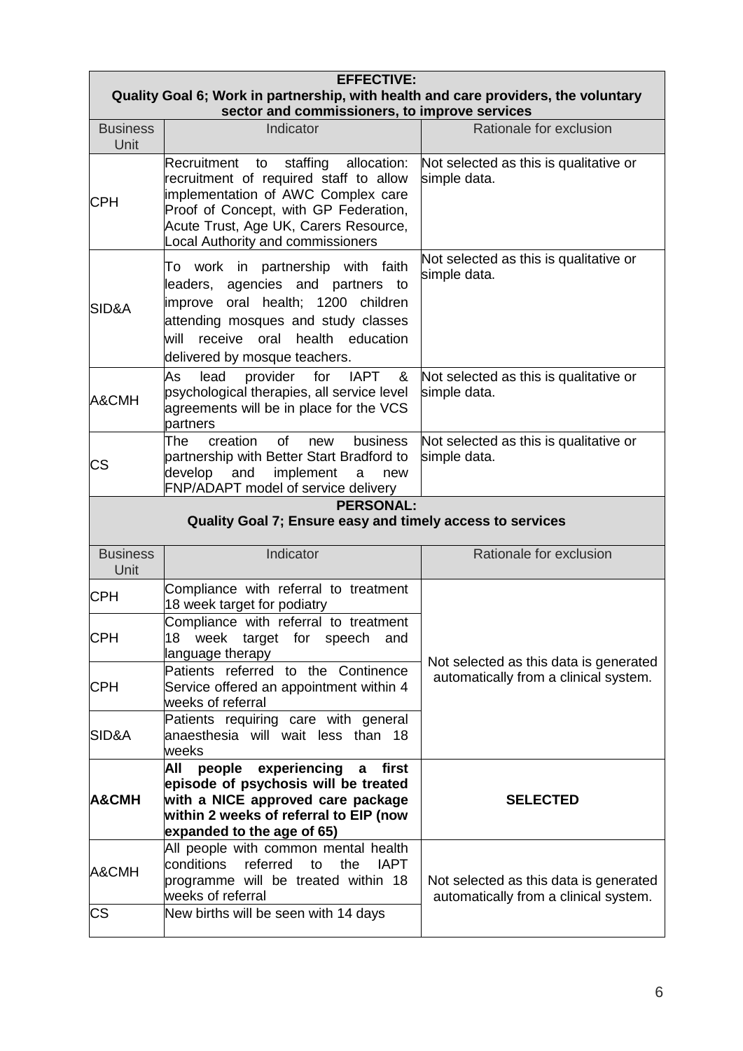| **EFFECTIVE: Quality Goal 6; Work in partnership, with health and care providers, the voluntary sector and commissioners, to improve services** | | |
|---|---|---|
| Business Unit | Indicator | Rationale for exclusion |
| CPH | Recruitment to staffing allocation: recruitment of required staff to allow implementation of AWC Complex care Proof of Concept, with GP Federation, Acute Trust, Age UK, Carers Resource, Local Authority and commissioners | Not selected as this is qualitative or simple data. |
| SID&A | To work in partnership with faith leaders, agencies and partners to improve oral health; 1200 children attending mosques and study classes will receive oral health education delivered by mosque teachers. | Not selected as this is qualitative or simple data. |
| A&CMH | As lead provider for IAPT & psychological therapies, all service level agreements will be in place for the VCS partners | Not selected as this is qualitative or simple data. |
| CS | The creation of new business partnership with Better Start Bradford to develop and implement a new FNP/ADAPT model of service delivery | Not selected as this is qualitative or simple data. |

| **PERSONAL: Quality Goal 7; Ensure easy and timely access to services** | | |
|---|---|---|
| Business Unit | Indicator | Rationale for exclusion |
| CPH | Compliance with referral to treatment 18 week target for podiatry | Not selected as this data is generated automatically from a clinical system. |
| CPH | Compliance with referral to treatment 18 week target for speech and language therapy | |
| CPH | Patients referred to the Continence Service offered an appointment within 4 weeks of referral | |
| SID&A | Patients requiring care with general anaesthesia will wait less than 18 weeks | |
| **A&CMH** | **All people experiencing a first episode of psychosis will be treated with a NICE approved care package within 2 weeks of referral to EIP (now expanded to the age of 65)** | **SELECTED** |
| A&CMH | All people with common mental health conditions referred to the IAPT programme will be treated within 18 weeks of referral | Not selected as this data is generated automatically from a clinical system. |
| CS | New births will be seen with 14 days | |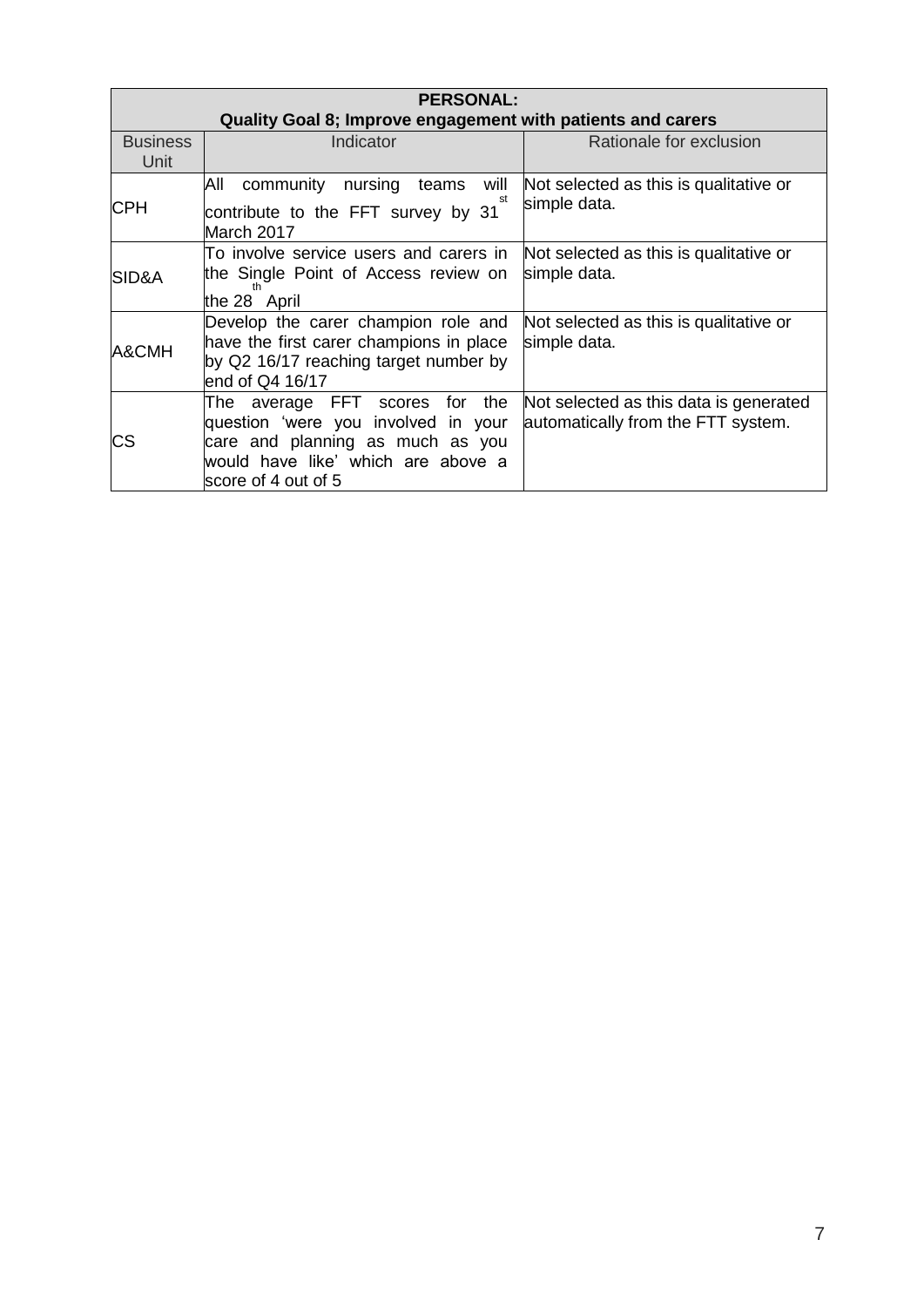| **PERSONAL: Quality Goal 8; Improve engagement with patients and carers** | | |
|---|---|---|
| Business Unit | Indicator | Rationale for exclusion |
| CPH | All community nursing teams will contribute to the FFT survey by 31st March 2017 | Not selected as this is qualitative or simple data. |
| SID&A | To involve service users and carers in the Single Point of Access review on the 28th April | Not selected as this is qualitative or simple data. |
| A&CMH | Develop the carer champion role and have the first carer champions in place by Q2 16/17 reaching target number by end of Q4 16/17 | Not selected as this is qualitative or simple data. |
| CS | The average FFT scores for the question 'were you involved in your care and planning as much as you would have like' which are above a score of 4 out of 5 | Not selected as this data is generated automatically from the FTT system. |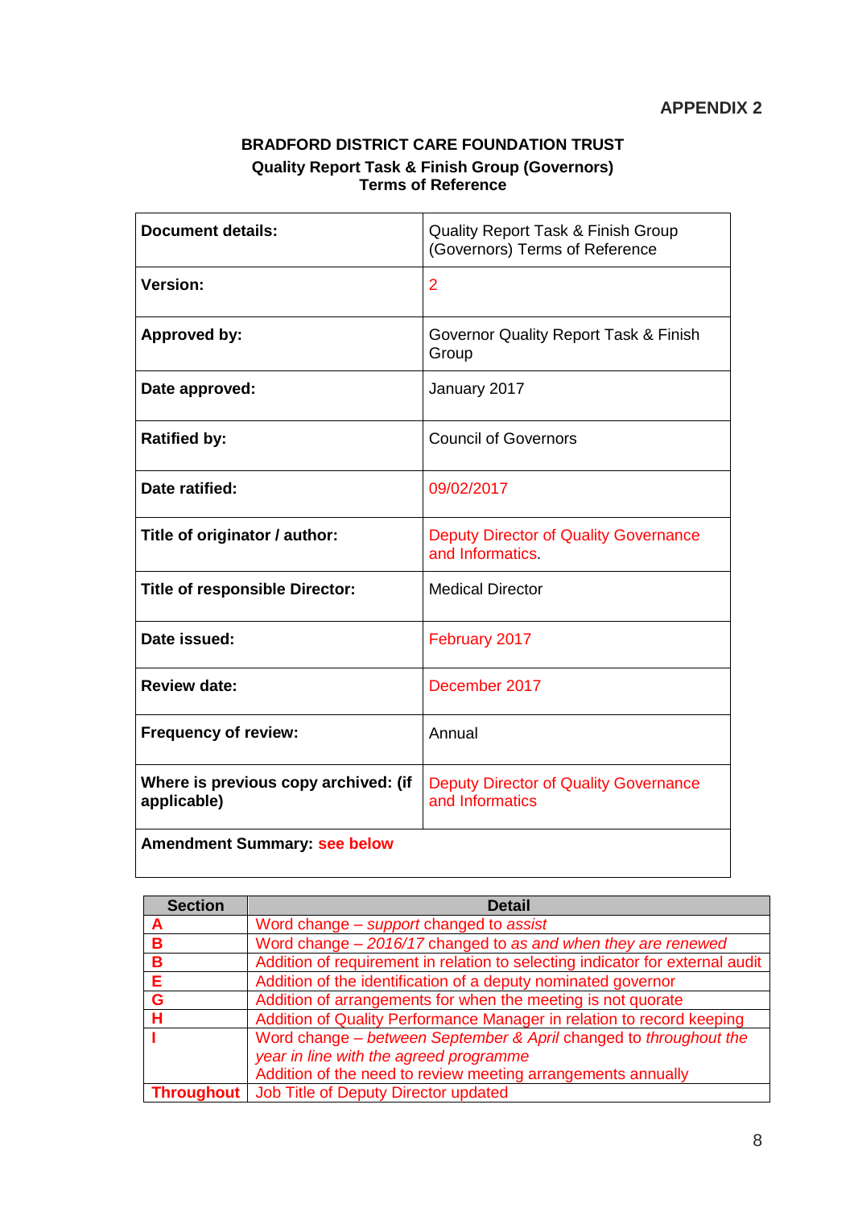**APPENDIX 2**

# BRADFORD DISTRICT CARE FOUNDATION TRUST

## Quality Report Task & Finish Group (Governors)
## Terms of Reference

| **Document details:** | Quality Report Task & Finish Group (Governors) Terms of Reference |
|---|---|
| **Version:** | 2 |
| **Approved by:** | Governor Quality Report Task & Finish Group |
| **Date approved:** | January 2017 |
| **Ratified by:** | Council of Governors |
| **Date ratified:** | 09/02/2017 |
| **Title of originator / author:** | Deputy Director of Quality Governance and Informatics. |
| **Title of responsible Director:** | Medical Director |
| **Date issued:** | February 2017 |
| **Review date:** | December 2017 |
| **Frequency of review:** | Annual |
| **Where is previous copy archived: (if applicable)** | Deputy Director of Quality Governance and Informatics |
| **Amendment Summary: see below** | |

| Section | Detail |
|---|---|
| **A** | Word change – *support* changed to *assist* |
| **B** | Word change – *2016/17* changed to *as and when they are renewed* |
| **B** | Addition of requirement in relation to selecting indicator for external audit |
| **E** | Addition of the identification of a deputy nominated governor |
| **G** | Addition of arrangements for when the meeting is not quorate |
| **H** | Addition of Quality Performance Manager in relation to record keeping |
| **I** | Word change – *between September & April* changed to *throughout the year in line with the agreed programme*<br>Addition of the need to review meeting arrangements annually |
| **Throughout** | Job Title of Deputy Director updated |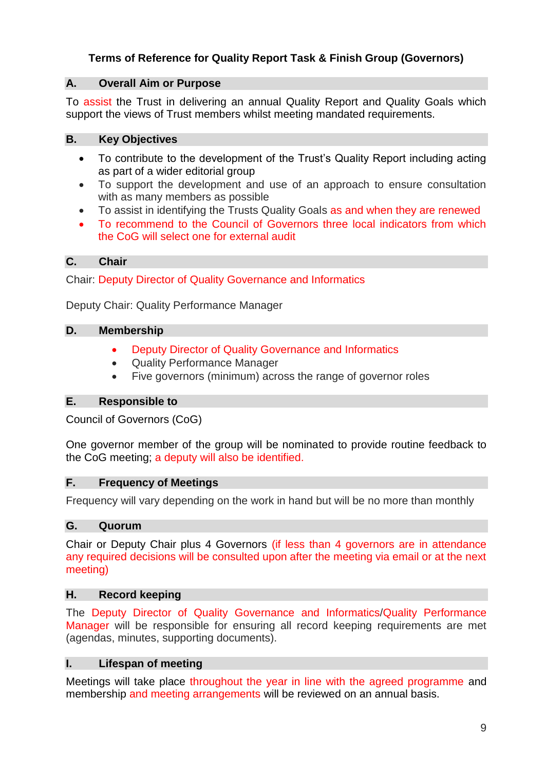# Terms of Reference for Quality Report Task & Finish Group (Governors)

## A. Overall Aim or Purpose

To assist the Trust in delivering an annual Quality Report and Quality Goals which support the views of Trust members whilst meeting mandated requirements.

## B. Key Objectives

- To contribute to the development of the Trust's Quality Report including acting as part of a wider editorial group
- To support the development and use of an approach to ensure consultation with as many members as possible
- To assist in identifying the Trusts Quality Goals as and when they are renewed
- To recommend to the Council of Governors three local indicators from which the CoG will select one for external audit

## C. Chair

Chair: Deputy Director of Quality Governance and Informatics

Deputy Chair: Quality Performance Manager

## D. Membership

- Deputy Director of Quality Governance and Informatics
- Quality Performance Manager
- Five governors (minimum) across the range of governor roles

## E. Responsible to

Council of Governors (CoG)

One governor member of the group will be nominated to provide routine feedback to the CoG meeting; a deputy will also be identified.

## F. Frequency of Meetings

Frequency will vary depending on the work in hand but will be no more than monthly

## G. Quorum

Chair or Deputy Chair plus 4 Governors (if less than 4 governors are in attendance any required decisions will be consulted upon after the meeting via email or at the next meeting)

## H. Record keeping

The Deputy Director of Quality Governance and Informatics/Quality Performance Manager will be responsible for ensuring all record keeping requirements are met (agendas, minutes, supporting documents).

## I. Lifespan of meeting

Meetings will take place throughout the year in line with the agreed programme and membership and meeting arrangements will be reviewed on an annual basis.